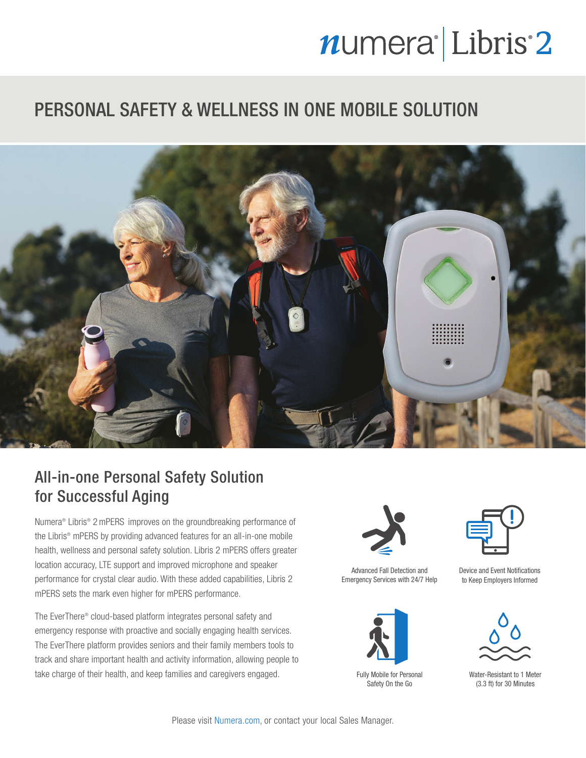numera® | Libris® 2

# PERSONAL SAFETY & WELLNESS IN ONE MOBILE SOLUTION

## All-in-one Personal Safety Solution for Successful Aging

Numera® Libris® 2 mPERS improves on the groundbreaking performance of the Libris® mPERS by providing advanced features for an all-in-one mobile health, wellness and personal safety solution. Libris 2 mPERS offers greater location accuracy, LTE support and improved microphone and speaker performance for crystal clear audio. With these added capabilities, Libris 2 mPERS sets the mark even higher for mPERS performance.

The EverThere® cloud-based platform integrates personal safety and emergency response with proactive and socially engaging health services. The EverThere platform provides seniors and their family members tools to track and share important health and activity information, allowing people to take charge of their health, and keep families and caregivers engaged.

Advanced Fall Detection and Emergency Services with 24/7 Help

Device and Event Notifications to Keep Employers Informed

Fully Mobile for Personal Safety On the Go

Water-Resistant to 1 Meter (3.3 ft) for 30 Minutes

Please visit Numera.com, or contact your local Sales Manager.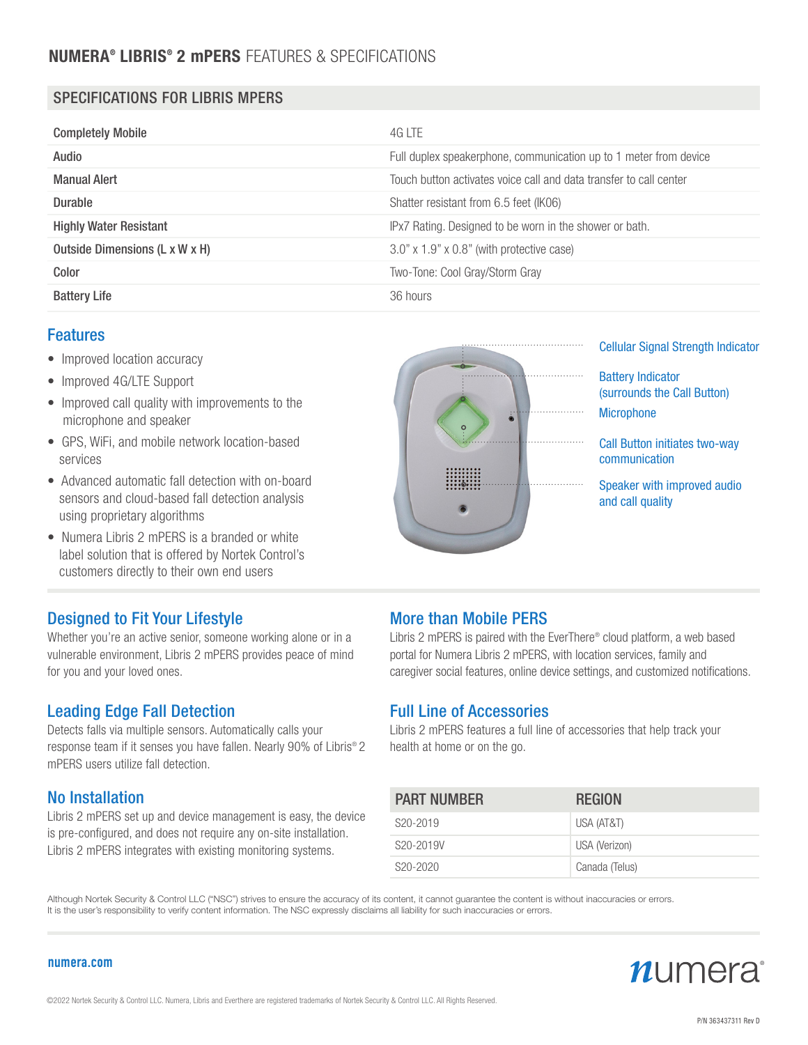# NUMERA® LIBRIS® 2 mPERS FEATURES & SPECIFICATIONS

## SPECIFICATIONS FOR LIBRIS MPERS

| | |
|---|---|
| Completely Mobile | 4G LTE |
| Audio | Full duplex speakerphone, communication up to 1 meter from device |
| Manual Alert | Touch button activates voice call and data transfer to call center |
| Durable | Shatter resistant from 6.5 feet (IK06) |
| Highly Water Resistant | IPx7 Rating. Designed to be worn in the shower or bath. |
| Outside Dimensions (L x W x H) | 3.0" x 1.9" x 0.8" (with protective case) |
| Color | Two-Tone: Cool Gray/Storm Gray |
| Battery Life | 36 hours |

## Features

- Improved location accuracy
- Improved 4G/LTE Support
- Improved call quality with improvements to the microphone and speaker
- GPS, WiFi, and mobile network location-based services
- Advanced automatic fall detection with on-board sensors and cloud-based fall detection analysis using proprietary algorithms
- Numera Libris 2 mPERS is a branded or white label solution that is offered by Nortek Control's customers directly to their own end users

Cellular Signal Strength Indicator

Battery Indicator (surrounds the Call Button)

Microphone

Call Button initiates two-way communication

Speaker with improved audio and call quality

## Designed to Fit Your Lifestyle

Whether you're an active senior, someone working alone or in a vulnerable environment, Libris 2 mPERS provides peace of mind for you and your loved ones.

## Leading Edge Fall Detection

Detects falls via multiple sensors. Automatically calls your response team if it senses you have fallen. Nearly 90% of Libris® 2 mPERS users utilize fall detection.

## No Installation

Libris 2 mPERS set up and device management is easy, the device is pre-configured, and does not require any on-site installation. Libris 2 mPERS integrates with existing monitoring systems.

## More than Mobile PERS

Libris 2 mPERS is paired with the EverThere® cloud platform, a web based portal for Numera Libris 2 mPERS, with location services, family and caregiver social features, online device settings, and customized notifications.

## Full Line of Accessories

Libris 2 mPERS features a full line of accessories that help track your health at home or on the go.

| PART NUMBER | REGION |
|---|---|
| S20-2019 | USA (AT&T) |
| S20-2019V | USA (Verizon) |
| S20-2020 | Canada (Telus) |

Although Nortek Security & Control LLC ("NSC") strives to ensure the accuracy of its content, it cannot guarantee the content is without inaccuracies or errors. It is the user's responsibility to verify content information. The NSC expressly disclaims all liability for such inaccuracies or errors.

numera.com

numera®

©2022 Nortek Security & Control LLC. Numera, Libris and Everthere are registered trademarks of Nortek Security & Control LLC. All Rights Reserved.

P/N 363437311 Rev D